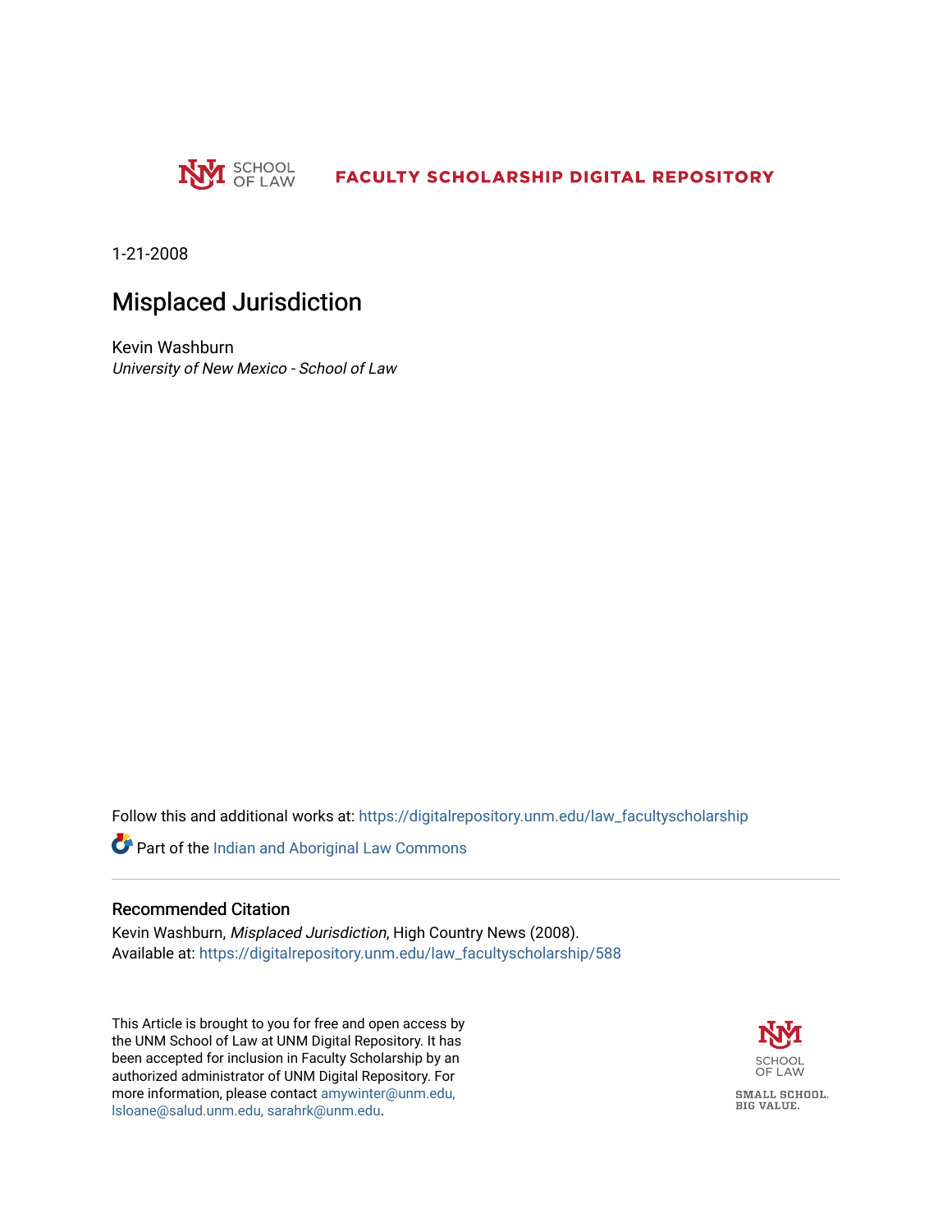SCHOOL OF LAW **FACULTY SCHOLARSHIP DIGITAL REPOSITORY**

1-21-2008

# Misplaced Jurisdiction

Kevin Washburn
*University of New Mexico - School of Law*

Follow this and additional works at: https://digitalrepository.unm.edu/law_facultyscholarship

Part of the Indian and Aboriginal Law Commons

## Recommended Citation

Kevin Washburn, *Misplaced Jurisdiction*, High Country News (2008).
Available at: https://digitalrepository.unm.edu/law_facultyscholarship/588

This Article is brought to you for free and open access by the UNM School of Law at UNM Digital Repository. It has been accepted for inclusion in Faculty Scholarship by an authorized administrator of UNM Digital Repository. For more information, please contact amywinter@unm.edu, lsloane@salud.unm.edu, sarahrk@unm.edu.

SCHOOL OF LAW

SMALL SCHOOL. BIG VALUE.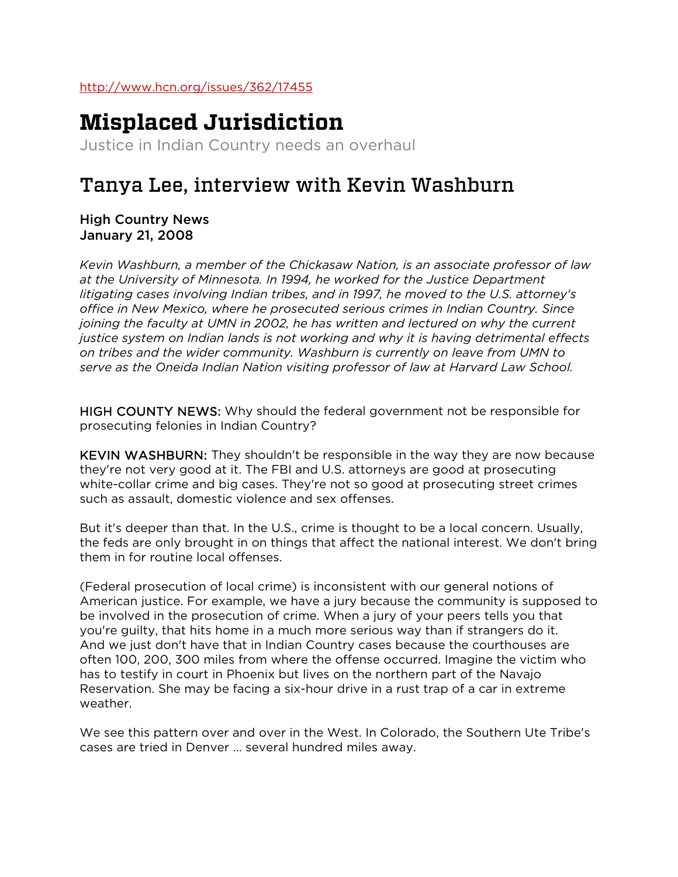http://www.hcn.org/issues/362/17455

# Misplaced Jurisdiction

Justice in Indian Country needs an overhaul

## Tanya Lee, interview with Kevin Washburn

**High Country News**
**January 21, 2008**

*Kevin Washburn, a member of the Chickasaw Nation, is an associate professor of law at the University of Minnesota. In 1994, he worked for the Justice Department litigating cases involving Indian tribes, and in 1997, he moved to the U.S. attorney's office in New Mexico, where he prosecuted serious crimes in Indian Country. Since joining the faculty at UMN in 2002, he has written and lectured on why the current justice system on Indian lands is not working and why it is having detrimental effects on tribes and the wider community. Washburn is currently on leave from UMN to serve as the Oneida Indian Nation visiting professor of law at Harvard Law School.*

HIGH COUNTY NEWS: Why should the federal government not be responsible for prosecuting felonies in Indian Country?

KEVIN WASHBURN: They shouldn't be responsible in the way they are now because they're not very good at it. The FBI and U.S. attorneys are good at prosecuting white-collar crime and big cases. They're not so good at prosecuting street crimes such as assault, domestic violence and sex offenses.

But it's deeper than that. In the U.S., crime is thought to be a local concern. Usually, the feds are only brought in on things that affect the national interest. We don't bring them in for routine local offenses.

(Federal prosecution of local crime) is inconsistent with our general notions of American justice. For example, we have a jury because the community is supposed to be involved in the prosecution of crime. When a jury of your peers tells you that you're guilty, that hits home in a much more serious way than if strangers do it. And we just don't have that in Indian Country cases because the courthouses are often 100, 200, 300 miles from where the offense occurred. Imagine the victim who has to testify in court in Phoenix but lives on the northern part of the Navajo Reservation. She may be facing a six-hour drive in a rust trap of a car in extreme weather.

We see this pattern over and over in the West. In Colorado, the Southern Ute Tribe's cases are tried in Denver … several hundred miles away.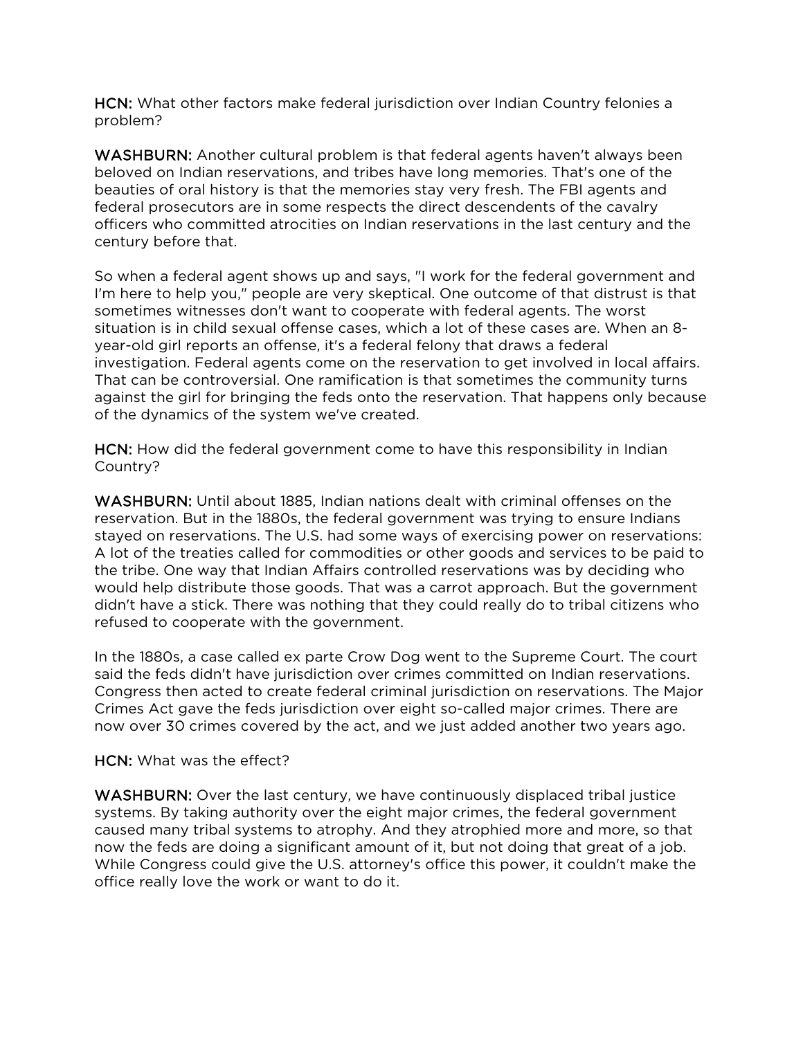**HCN:** What other factors make federal jurisdiction over Indian Country felonies a problem?

**WASHBURN:** Another cultural problem is that federal agents haven't always been beloved on Indian reservations, and tribes have long memories. That's one of the beauties of oral history is that the memories stay very fresh. The FBI agents and federal prosecutors are in some respects the direct descendents of the cavalry officers who committed atrocities on Indian reservations in the last century and the century before that.

So when a federal agent shows up and says, "I work for the federal government and I'm here to help you," people are very skeptical. One outcome of that distrust is that sometimes witnesses don't want to cooperate with federal agents. The worst situation is in child sexual offense cases, which a lot of these cases are. When an 8-year-old girl reports an offense, it's a federal felony that draws a federal investigation. Federal agents come on the reservation to get involved in local affairs. That can be controversial. One ramification is that sometimes the community turns against the girl for bringing the feds onto the reservation. That happens only because of the dynamics of the system we've created.

**HCN:** How did the federal government come to have this responsibility in Indian Country?

**WASHBURN:** Until about 1885, Indian nations dealt with criminal offenses on the reservation. But in the 1880s, the federal government was trying to ensure Indians stayed on reservations. The U.S. had some ways of exercising power on reservations: A lot of the treaties called for commodities or other goods and services to be paid to the tribe. One way that Indian Affairs controlled reservations was by deciding who would help distribute those goods. That was a carrot approach. But the government didn't have a stick. There was nothing that they could really do to tribal citizens who refused to cooperate with the government.

In the 1880s, a case called ex parte Crow Dog went to the Supreme Court. The court said the feds didn't have jurisdiction over crimes committed on Indian reservations. Congress then acted to create federal criminal jurisdiction on reservations. The Major Crimes Act gave the feds jurisdiction over eight so-called major crimes. There are now over 30 crimes covered by the act, and we just added another two years ago.

**HCN:** What was the effect?

**WASHBURN:** Over the last century, we have continuously displaced tribal justice systems. By taking authority over the eight major crimes, the federal government caused many tribal systems to atrophy. And they atrophied more and more, so that now the feds are doing a significant amount of it, but not doing that great of a job. While Congress could give the U.S. attorney's office this power, it couldn't make the office really love the work or want to do it.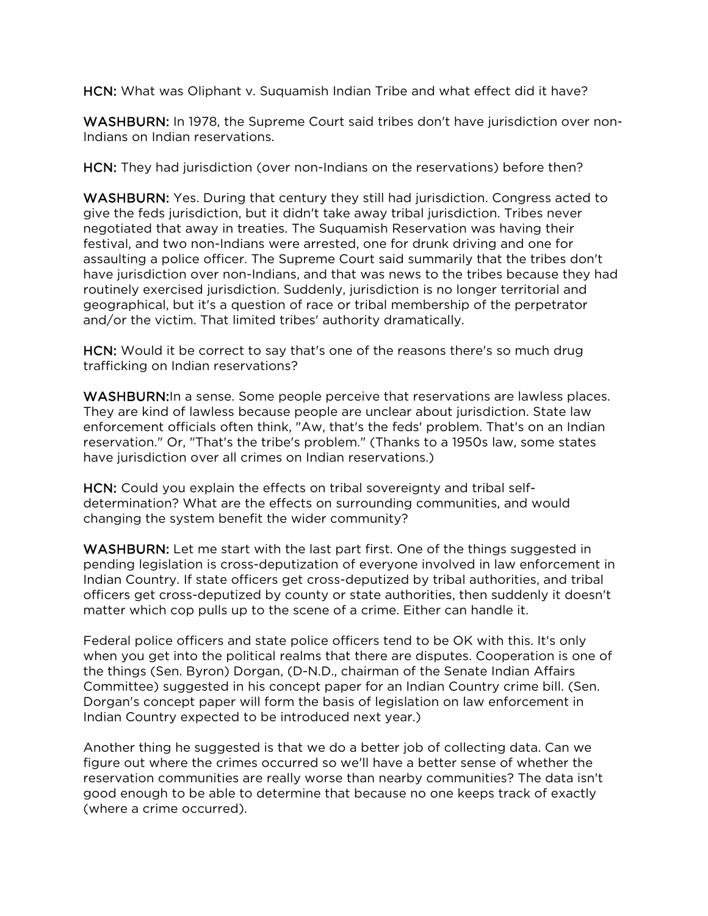**HCN:** What was Oliphant v. Suquamish Indian Tribe and what effect did it have?

**WASHBURN:** In 1978, the Supreme Court said tribes don't have jurisdiction over non-Indians on Indian reservations.

**HCN:** They had jurisdiction (over non-Indians on the reservations) before then?

**WASHBURN:** Yes. During that century they still had jurisdiction. Congress acted to give the feds jurisdiction, but it didn't take away tribal jurisdiction. Tribes never negotiated that away in treaties. The Suquamish Reservation was having their festival, and two non-Indians were arrested, one for drunk driving and one for assaulting a police officer. The Supreme Court said summarily that the tribes don't have jurisdiction over non-Indians, and that was news to the tribes because they had routinely exercised jurisdiction. Suddenly, jurisdiction is no longer territorial and geographical, but it's a question of race or tribal membership of the perpetrator and/or the victim. That limited tribes' authority dramatically.

**HCN:** Would it be correct to say that's one of the reasons there's so much drug trafficking on Indian reservations?

**WASHBURN:** In a sense. Some people perceive that reservations are lawless places. They are kind of lawless because people are unclear about jurisdiction. State law enforcement officials often think, "Aw, that's the feds' problem. That's on an Indian reservation." Or, "That's the tribe's problem." (Thanks to a 1950s law, some states have jurisdiction over all crimes on Indian reservations.)

**HCN:** Could you explain the effects on tribal sovereignty and tribal self-determination? What are the effects on surrounding communities, and would changing the system benefit the wider community?

**WASHBURN:** Let me start with the last part first. One of the things suggested in pending legislation is cross-deputization of everyone involved in law enforcement in Indian Country. If state officers get cross-deputized by tribal authorities, and tribal officers get cross-deputized by county or state authorities, then suddenly it doesn't matter which cop pulls up to the scene of a crime. Either can handle it.

Federal police officers and state police officers tend to be OK with this. It's only when you get into the political realms that there are disputes. Cooperation is one of the things (Sen. Byron) Dorgan, (D-N.D., chairman of the Senate Indian Affairs Committee) suggested in his concept paper for an Indian Country crime bill. (Sen. Dorgan's concept paper will form the basis of legislation on law enforcement in Indian Country expected to be introduced next year.)

Another thing he suggested is that we do a better job of collecting data. Can we figure out where the crimes occurred so we'll have a better sense of whether the reservation communities are really worse than nearby communities? The data isn't good enough to be able to determine that because no one keeps track of exactly (where a crime occurred).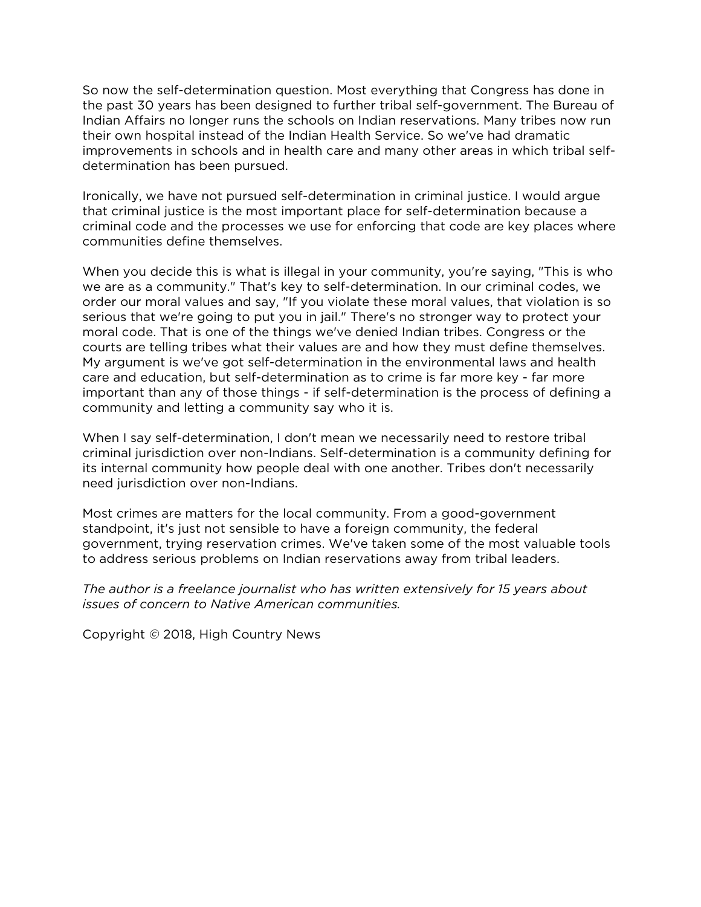So now the self-determination question. Most everything that Congress has done in the past 30 years has been designed to further tribal self-government. The Bureau of Indian Affairs no longer runs the schools on Indian reservations. Many tribes now run their own hospital instead of the Indian Health Service. So we've had dramatic improvements in schools and in health care and many other areas in which tribal self-determination has been pursued.

Ironically, we have not pursued self-determination in criminal justice. I would argue that criminal justice is the most important place for self-determination because a criminal code and the processes we use for enforcing that code are key places where communities define themselves.

When you decide this is what is illegal in your community, you're saying, "This is who we are as a community." That's key to self-determination. In our criminal codes, we order our moral values and say, "If you violate these moral values, that violation is so serious that we're going to put you in jail." There's no stronger way to protect your moral code. That is one of the things we've denied Indian tribes. Congress or the courts are telling tribes what their values are and how they must define themselves. My argument is we've got self-determination in the environmental laws and health care and education, but self-determination as to crime is far more key - far more important than any of those things - if self-determination is the process of defining a community and letting a community say who it is.

When I say self-determination, I don't mean we necessarily need to restore tribal criminal jurisdiction over non-Indians. Self-determination is a community defining for its internal community how people deal with one another. Tribes don't necessarily need jurisdiction over non-Indians.

Most crimes are matters for the local community. From a good-government standpoint, it's just not sensible to have a foreign community, the federal government, trying reservation crimes. We've taken some of the most valuable tools to address serious problems on Indian reservations away from tribal leaders.

*The author is a freelance journalist who has written extensively for 15 years about issues of concern to Native American communities.*

Copyright © 2018, High Country News